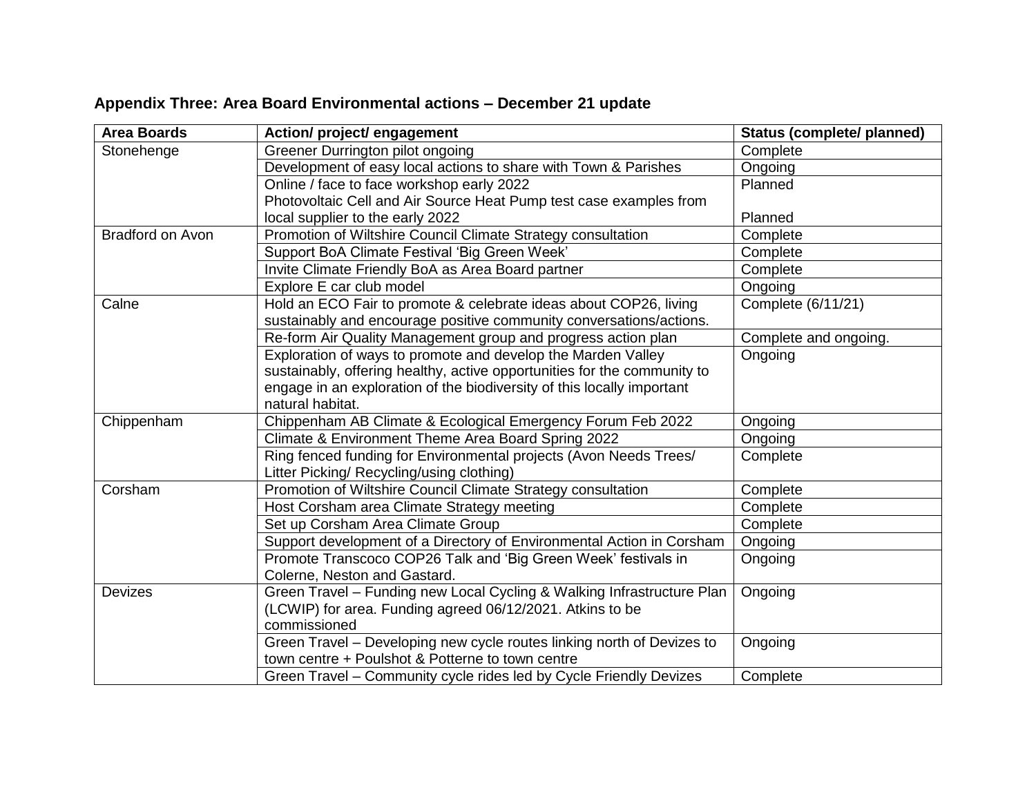## Appendix Three: Area Board Environmental actions – December 21 update

| Area Boards | Action/ project/ engagement | Status (complete/ planned) |
|---|---|---|
| Stonehenge | Greener Durrington pilot ongoing | Complete |
| | Development of easy local actions to share with Town & Parishes | Ongoing |
| | Online / face to face workshop early 2022<br>Photovoltaic Cell and Air Source Heat Pump test case examples from local supplier to the early 2022 | Planned<br><br>Planned |
| Bradford on Avon | Promotion of Wiltshire Council Climate Strategy consultation | Complete |
| | Support BoA Climate Festival 'Big Green Week' | Complete |
| | Invite Climate Friendly BoA as Area Board partner | Complete |
| | Explore E car club model | Ongoing |
| Calne | Hold an ECO Fair to promote & celebrate ideas about COP26, living sustainably and encourage positive community conversations/actions. | Complete (6/11/21) |
| | Re-form Air Quality Management group and progress action plan | Complete and ongoing. |
| | Exploration of ways to promote and develop the Marden Valley sustainably, offering healthy, active opportunities for the community to engage in an exploration of the biodiversity of this locally important natural habitat. | Ongoing |
| Chippenham | Chippenham AB Climate & Ecological Emergency Forum Feb 2022 | Ongoing |
| | Climate & Environment Theme Area Board Spring 2022 | Ongoing |
| | Ring fenced funding for Environmental projects (Avon Needs Trees/ Litter Picking/ Recycling/using clothing) | Complete |
| Corsham | Promotion of Wiltshire Council Climate Strategy consultation | Complete |
| | Host Corsham area Climate Strategy meeting | Complete |
| | Set up Corsham Area Climate Group | Complete |
| | Support development of a Directory of Environmental Action in Corsham | Ongoing |
| | Promote Transcoco COP26 Talk and 'Big Green Week' festivals in Colerne, Neston and Gastard. | Ongoing |
| Devizes | Green Travel – Funding new Local Cycling & Walking Infrastructure Plan (LCWIP) for area. Funding agreed 06/12/2021. Atkins to be commissioned | Ongoing |
| | Green Travel – Developing new cycle routes linking north of Devizes to town centre + Poulshot & Potterne to town centre | Ongoing |
| | Green Travel – Community cycle rides led by Cycle Friendly Devizes | Complete |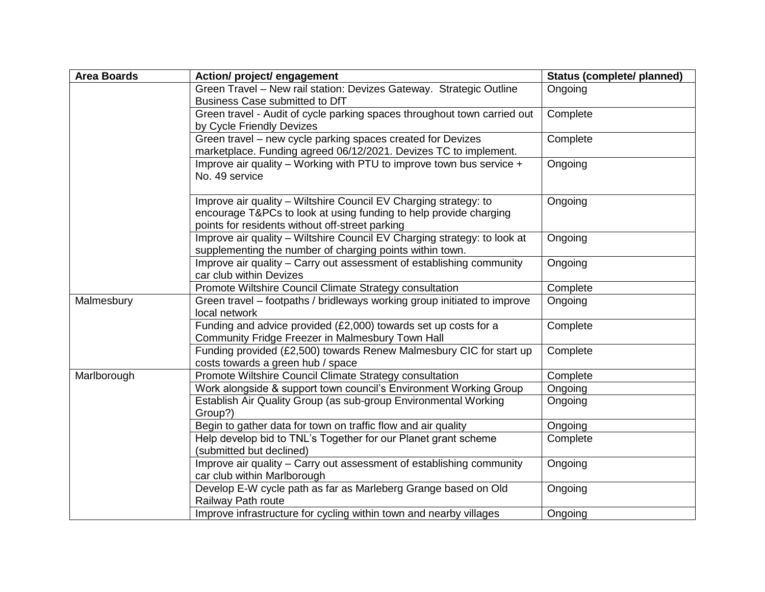| Area Boards | Action/ project/ engagement | Status (complete/ planned) |
|---|---|---|
| | Green Travel – New rail station: Devizes Gateway. Strategic Outline Business Case submitted to DfT | Ongoing |
| | Green travel - Audit of cycle parking spaces throughout town carried out by Cycle Friendly Devizes | Complete |
| | Green travel – new cycle parking spaces created for Devizes marketplace. Funding agreed 06/12/2021. Devizes TC to implement. | Complete |
| | Improve air quality – Working with PTU to improve town bus service + No. 49 service | Ongoing |
| | Improve air quality – Wiltshire Council EV Charging strategy: to encourage T&PCs to look at using funding to help provide charging points for residents without off-street parking | Ongoing |
| | Improve air quality – Wiltshire Council EV Charging strategy: to look at supplementing the number of charging points within town. | Ongoing |
| | Improve air quality – Carry out assessment of establishing community car club within Devizes | Ongoing |
| | Promote Wiltshire Council Climate Strategy consultation | Complete |
| Malmesbury | Green travel – footpaths / bridleways working group initiated to improve local network | Ongoing |
| | Funding and advice provided (£2,000) towards set up costs for a Community Fridge Freezer in Malmesbury Town Hall | Complete |
| | Funding provided (£2,500) towards Renew Malmesbury CIC for start up costs towards a green hub / space | Complete |
| Marlborough | Promote Wiltshire Council Climate Strategy consultation | Complete |
| | Work alongside & support town council's Environment Working Group | Ongoing |
| | Establish Air Quality Group (as sub-group Environmental Working Group?) | Ongoing |
| | Begin to gather data for town on traffic flow and air quality | Ongoing |
| | Help develop bid to TNL's Together for our Planet grant scheme (submitted but declined) | Complete |
| | Improve air quality – Carry out assessment of establishing community car club within Marlborough | Ongoing |
| | Develop E-W cycle path as far as Marleberg Grange based on Old Railway Path route | Ongoing |
| | Improve infrastructure for cycling within town and nearby villages | Ongoing |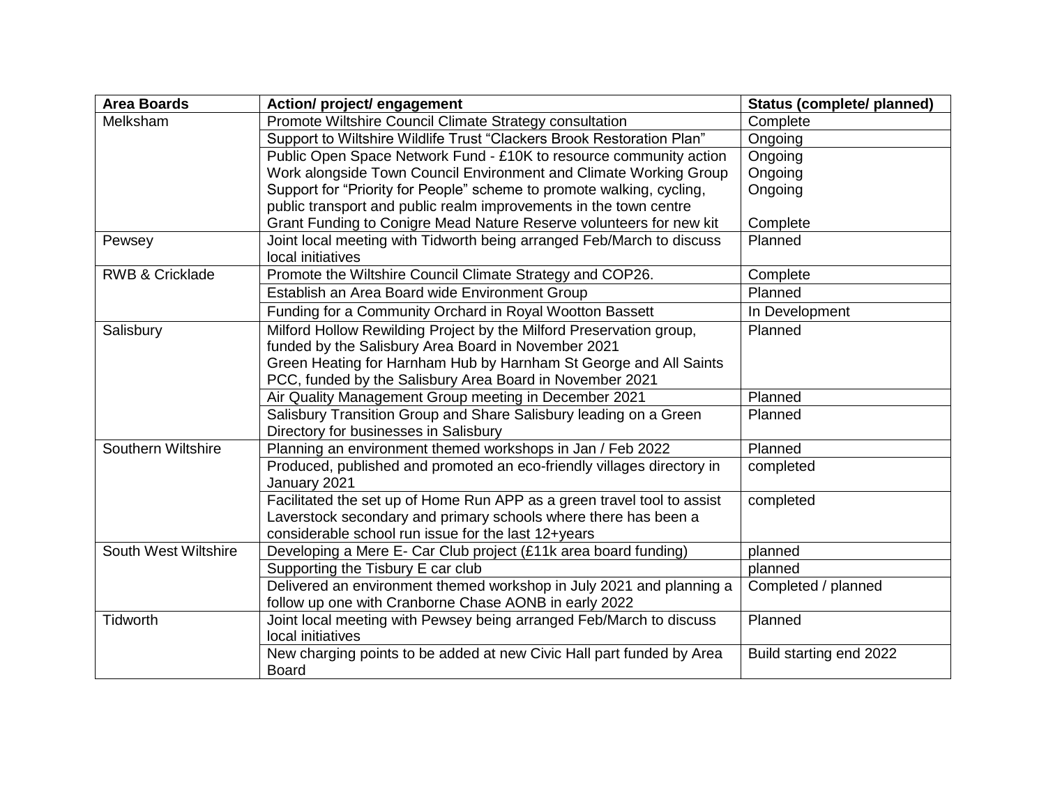| Area Boards | Action/ project/ engagement | Status (complete/ planned) |
| --- | --- | --- |
| Melksham | Promote Wiltshire Council Climate Strategy consultation | Complete |
| | Support to Wiltshire Wildlife Trust "Clackers Brook Restoration Plan" | Ongoing |
| | Public Open Space Network Fund - £10K to resource community action<br>Work alongside Town Council Environment and Climate Working Group<br>Support for "Priority for People" scheme to promote walking, cycling, public transport and public realm improvements in the town centre<br>Grant Funding to Conigre Mead Nature Reserve volunteers for new kit | Ongoing<br>Ongoing<br>Ongoing<br><br>Complete |
| Pewsey | Joint local meeting with Tidworth being arranged Feb/March to discuss local initiatives | Planned |
| RWB & Cricklade | Promote the Wiltshire Council Climate Strategy and COP26. | Complete |
| | Establish an Area Board wide Environment Group | Planned |
| | Funding for a Community Orchard in Royal Wootton Bassett | In Development |
| Salisbury | Milford Hollow Rewilding Project by the Milford Preservation group, funded by the Salisbury Area Board in November 2021<br>Green Heating for Harnham Hub by Harnham St George and All Saints PCC, funded by the Salisbury Area Board in November 2021 | Planned |
| | Air Quality Management Group meeting in December 2021 | Planned |
| | Salisbury Transition Group and Share Salisbury leading on a Green Directory for businesses in Salisbury | Planned |
| Southern Wiltshire | Planning an environment themed workshops in Jan / Feb 2022 | Planned |
| | Produced, published and promoted an eco-friendly villages directory in January 2021 | completed |
| | Facilitated the set up of Home Run APP as a green travel tool to assist Laverstock secondary and primary schools where there has been a considerable school run issue for the last 12+years | completed |
| South West Wiltshire | Developing a Mere E- Car Club project (£11k area board funding) | planned |
| | Supporting the Tisbury E car club | planned |
| | Delivered an environment themed workshop in July 2021 and planning a follow up one with Cranborne Chase AONB in early 2022 | Completed / planned |
| Tidworth | Joint local meeting with Pewsey being arranged Feb/March to discuss local initiatives | Planned |
| | New charging points to be added at new Civic Hall part funded by Area Board | Build starting end 2022 |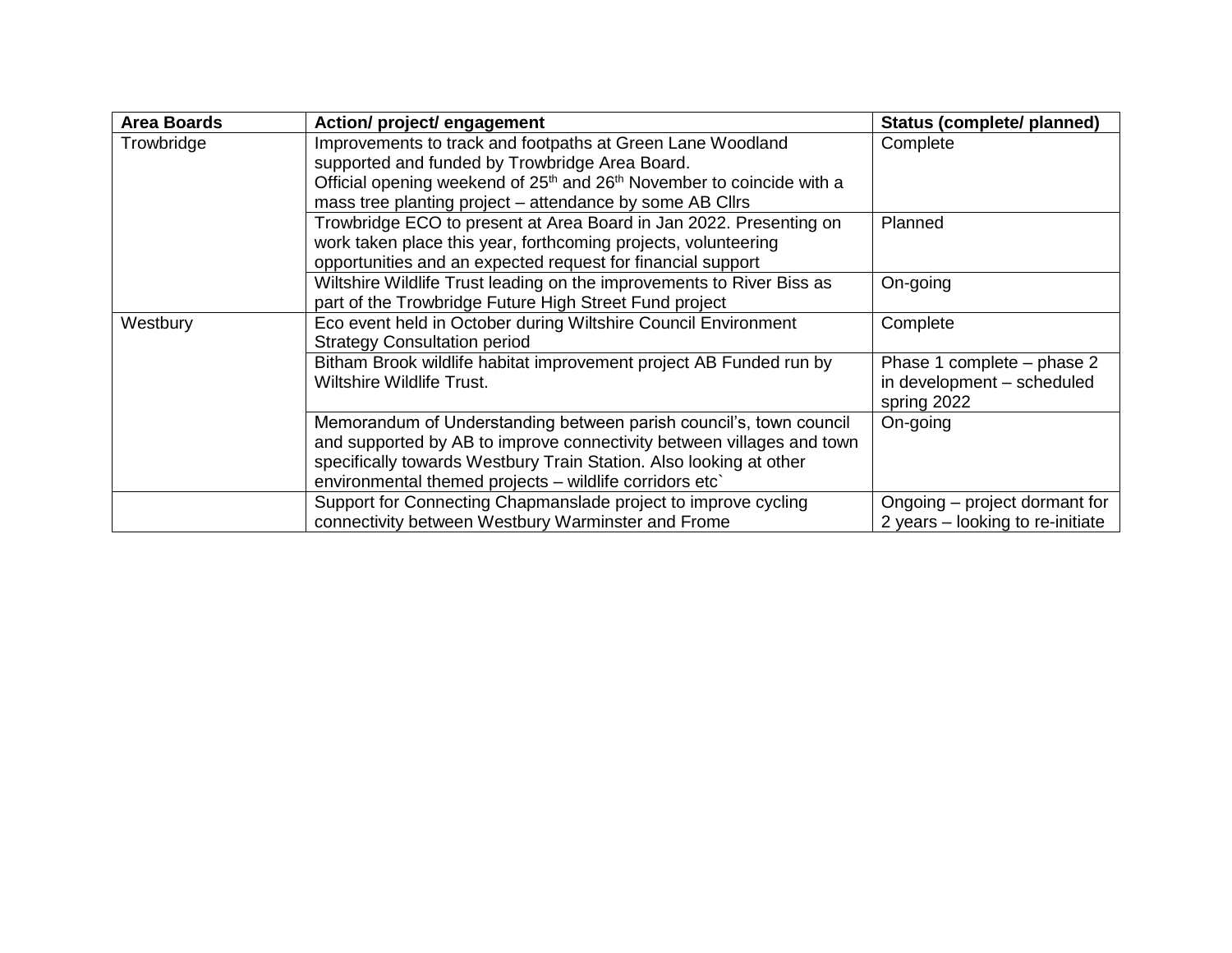| Area Boards | Action/ project/ engagement | Status (complete/ planned) |
| --- | --- | --- |
| Trowbridge | Improvements to track and footpaths at Green Lane Woodland supported and funded by Trowbridge Area Board.<br>Official opening weekend of 25th and 26th November to coincide with a mass tree planting project – attendance by some AB Cllrs | Complete |
| | Trowbridge ECO to present at Area Board in Jan 2022. Presenting on work taken place this year, forthcoming projects, volunteering opportunities and an expected request for financial support | Planned |
| | Wiltshire Wildlife Trust leading on the improvements to River Biss as part of the Trowbridge Future High Street Fund project | On-going |
| Westbury | Eco event held in October during Wiltshire Council Environment Strategy Consultation period | Complete |
| | Bitham Brook wildlife habitat improvement project AB Funded run by Wiltshire Wildlife Trust. | Phase 1 complete – phase 2 in development – scheduled spring 2022 |
| | Memorandum of Understanding between parish council's, town council and supported by AB to improve connectivity between villages and town specifically towards Westbury Train Station. Also looking at other environmental themed projects – wildlife corridors etc` | On-going |
| | Support for Connecting Chapmanslade project to improve cycling connectivity between Westbury Warminster and Frome | Ongoing – project dormant for 2 years – looking to re-initiate |